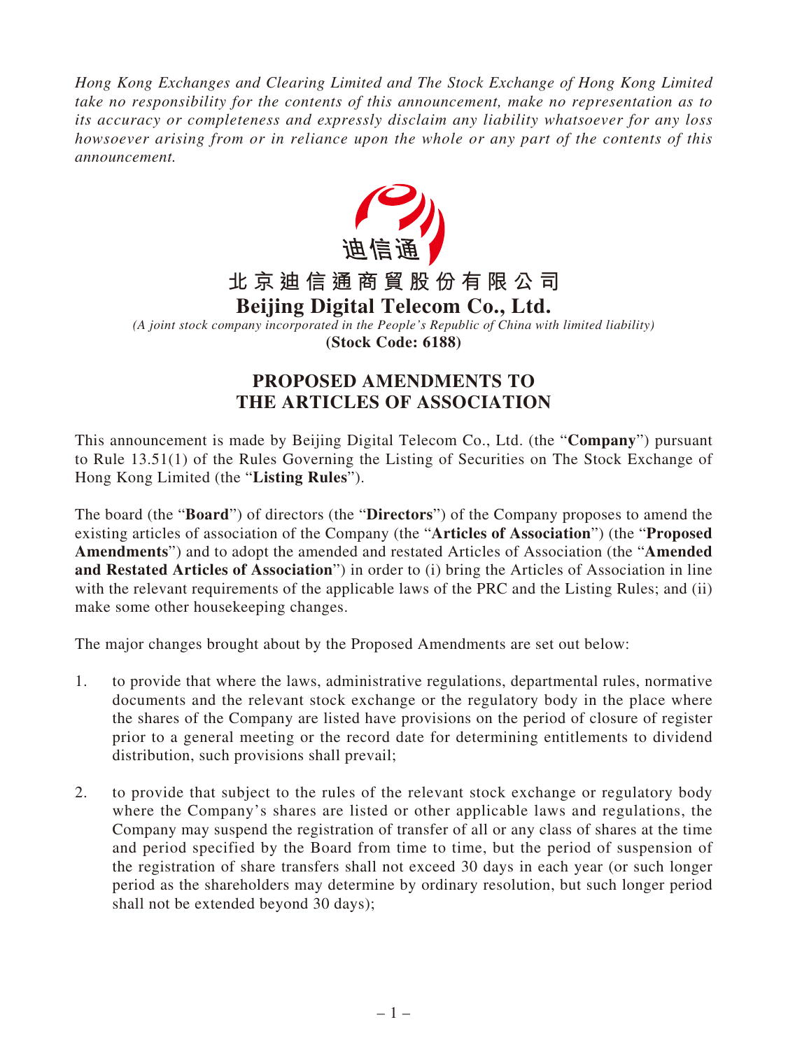*Hong Kong Exchanges and Clearing Limited and The Stock Exchange of Hong Kong Limited take no responsibility for the contents of this announcement, make no representation as to its accuracy or completeness and expressly disclaim any liability whatsoever for any loss howsoever arising from or in reliance upon the whole or any part of the contents of this announcement.*

迪信通

**北京迪信通商貿股份有限公司**

**Beijing Digital Telecom Co., Ltd.**

*(A joint stock company incorporated in the People's Republic of China with limited liability)*

**(Stock Code: 6188)**

# PROPOSED AMENDMENTS TO THE ARTICLES OF ASSOCIATION

This announcement is made by Beijing Digital Telecom Co., Ltd. (the "**Company**") pursuant to Rule 13.51(1) of the Rules Governing the Listing of Securities on The Stock Exchange of Hong Kong Limited (the "**Listing Rules**").

The board (the "**Board**") of directors (the "**Directors**") of the Company proposes to amend the existing articles of association of the Company (the "**Articles of Association**") (the "**Proposed Amendments**") and to adopt the amended and restated Articles of Association (the "**Amended and Restated Articles of Association**") in order to (i) bring the Articles of Association in line with the relevant requirements of the applicable laws of the PRC and the Listing Rules; and (ii) make some other housekeeping changes.

The major changes brought about by the Proposed Amendments are set out below:

1. to provide that where the laws, administrative regulations, departmental rules, normative documents and the relevant stock exchange or the regulatory body in the place where the shares of the Company are listed have provisions on the period of closure of register prior to a general meeting or the record date for determining entitlements to dividend distribution, such provisions shall prevail;

2. to provide that subject to the rules of the relevant stock exchange or regulatory body where the Company's shares are listed or other applicable laws and regulations, the Company may suspend the registration of transfer of all or any class of shares at the time and period specified by the Board from time to time, but the period of suspension of the registration of share transfers shall not exceed 30 days in each year (or such longer period as the shareholders may determine by ordinary resolution, but such longer period shall not be extended beyond 30 days);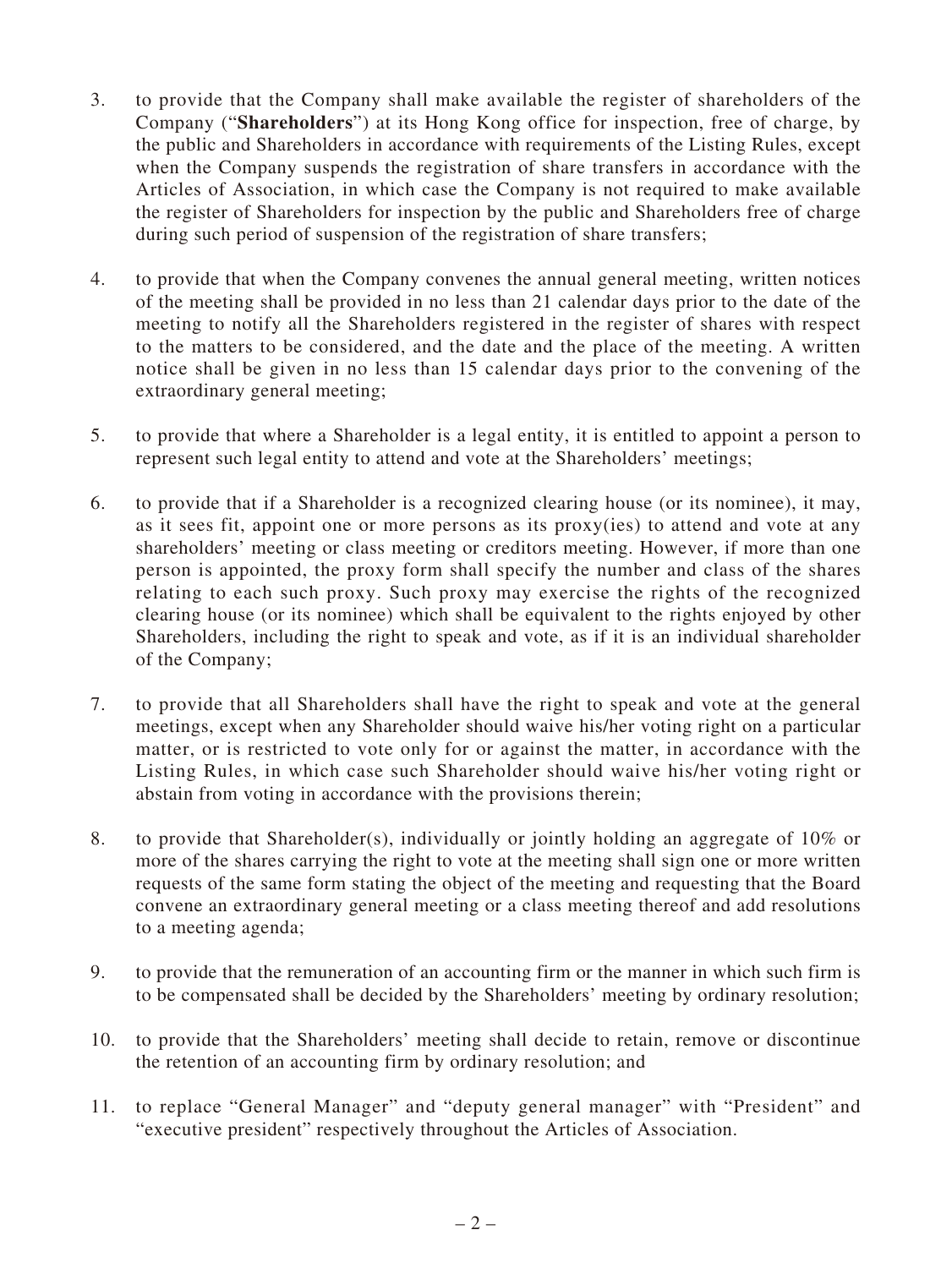3. to provide that the Company shall make available the register of shareholders of the Company ("**Shareholders**") at its Hong Kong office for inspection, free of charge, by the public and Shareholders in accordance with requirements of the Listing Rules, except when the Company suspends the registration of share transfers in accordance with the Articles of Association, in which case the Company is not required to make available the register of Shareholders for inspection by the public and Shareholders free of charge during such period of suspension of the registration of share transfers;

4. to provide that when the Company convenes the annual general meeting, written notices of the meeting shall be provided in no less than 21 calendar days prior to the date of the meeting to notify all the Shareholders registered in the register of shares with respect to the matters to be considered, and the date and the place of the meeting. A written notice shall be given in no less than 15 calendar days prior to the convening of the extraordinary general meeting;

5. to provide that where a Shareholder is a legal entity, it is entitled to appoint a person to represent such legal entity to attend and vote at the Shareholders' meetings;

6. to provide that if a Shareholder is a recognized clearing house (or its nominee), it may, as it sees fit, appoint one or more persons as its proxy(ies) to attend and vote at any shareholders' meeting or class meeting or creditors meeting. However, if more than one person is appointed, the proxy form shall specify the number and class of the shares relating to each such proxy. Such proxy may exercise the rights of the recognized clearing house (or its nominee) which shall be equivalent to the rights enjoyed by other Shareholders, including the right to speak and vote, as if it is an individual shareholder of the Company;

7. to provide that all Shareholders shall have the right to speak and vote at the general meetings, except when any Shareholder should waive his/her voting right on a particular matter, or is restricted to vote only for or against the matter, in accordance with the Listing Rules, in which case such Shareholder should waive his/her voting right or abstain from voting in accordance with the provisions therein;

8. to provide that Shareholder(s), individually or jointly holding an aggregate of 10% or more of the shares carrying the right to vote at the meeting shall sign one or more written requests of the same form stating the object of the meeting and requesting that the Board convene an extraordinary general meeting or a class meeting thereof and add resolutions to a meeting agenda;

9. to provide that the remuneration of an accounting firm or the manner in which such firm is to be compensated shall be decided by the Shareholders' meeting by ordinary resolution;

10. to provide that the Shareholders' meeting shall decide to retain, remove or discontinue the retention of an accounting firm by ordinary resolution; and

11. to replace "General Manager" and "deputy general manager" with "President" and "executive president" respectively throughout the Articles of Association.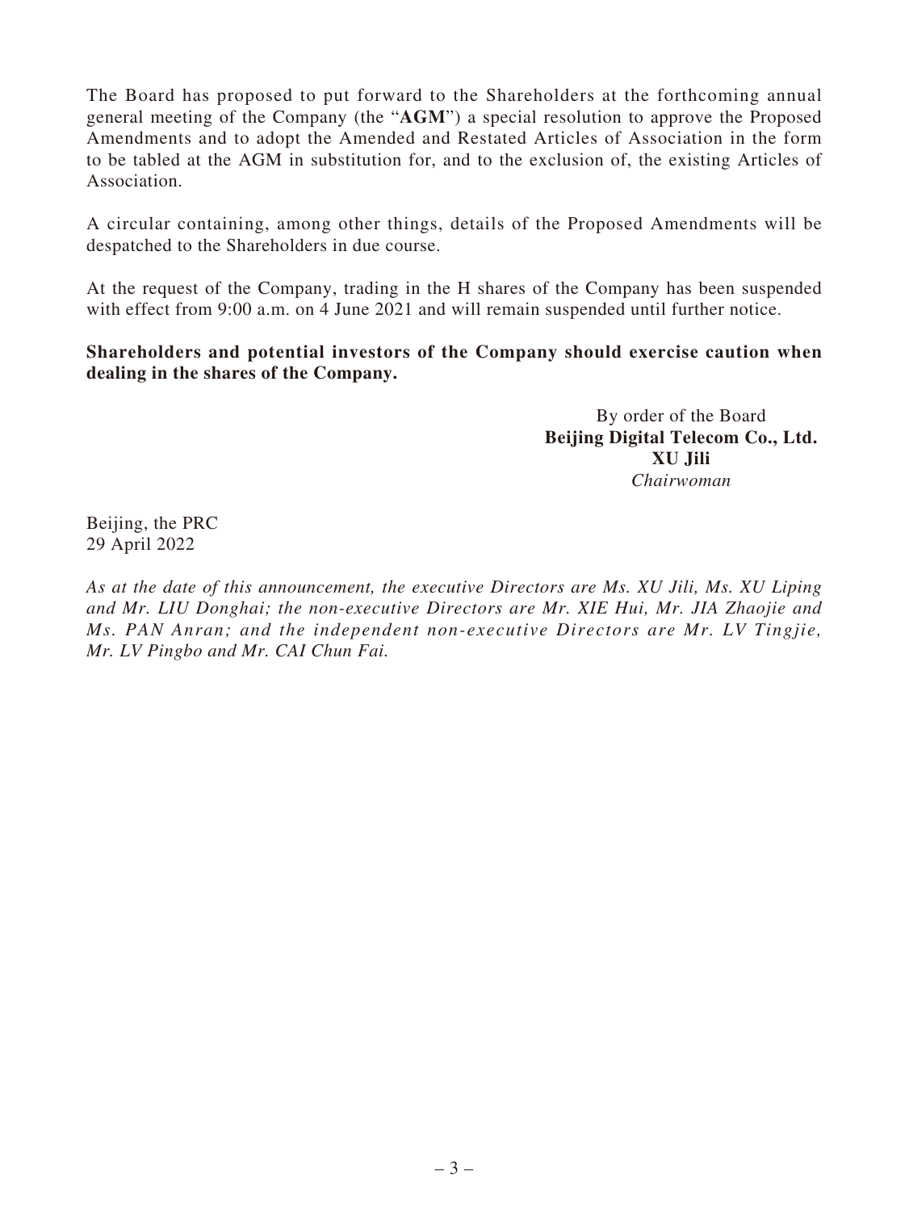The Board has proposed to put forward to the Shareholders at the forthcoming annual general meeting of the Company (the "**AGM**") a special resolution to approve the Proposed Amendments and to adopt the Amended and Restated Articles of Association in the form to be tabled at the AGM in substitution for, and to the exclusion of, the existing Articles of Association.

A circular containing, among other things, details of the Proposed Amendments will be despatched to the Shareholders in due course.

At the request of the Company, trading in the H shares of the Company has been suspended with effect from 9:00 a.m. on 4 June 2021 and will remain suspended until further notice.

**Shareholders and potential investors of the Company should exercise caution when dealing in the shares of the Company.**

By order of the Board
**Beijing Digital Telecom Co., Ltd.**
**XU Jili**
*Chairwoman*

Beijing, the PRC
29 April 2022

*As at the date of this announcement, the executive Directors are Ms. XU Jili, Ms. XU Liping and Mr. LIU Donghai; the non-executive Directors are Mr. XIE Hui, Mr. JIA Zhaojie and Ms. PAN Anran; and the independent non-executive Directors are Mr. LV Tingjie, Mr. LV Pingbo and Mr. CAI Chun Fai.*